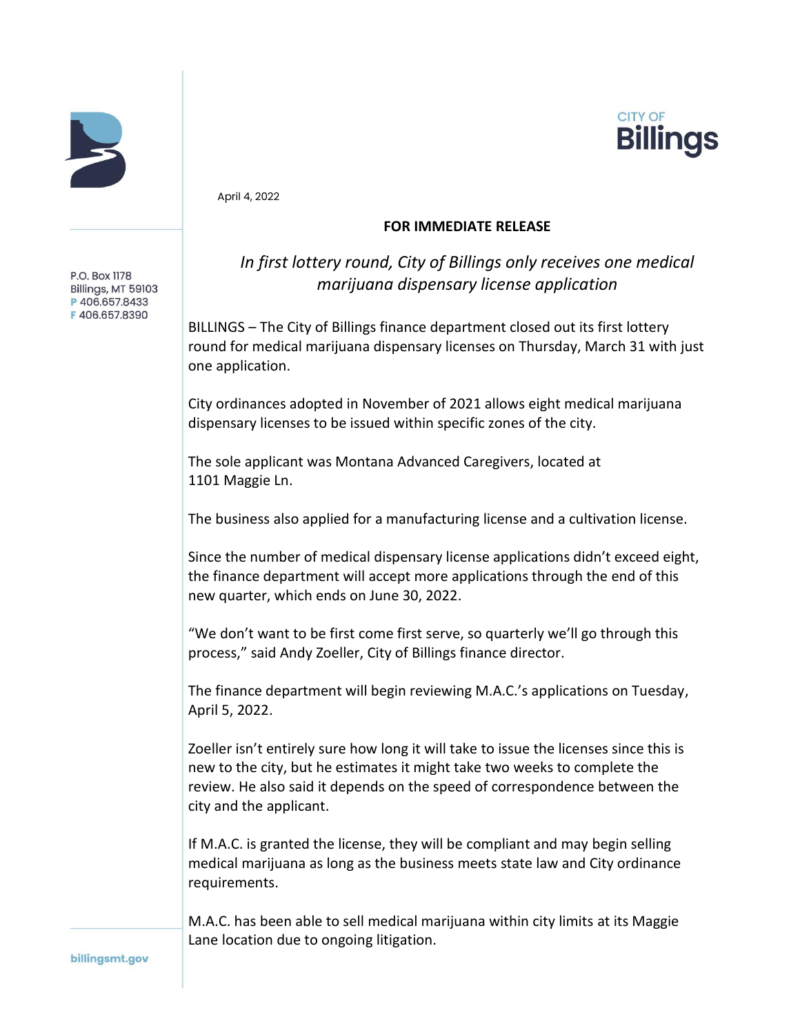CITY OF Billings

P.O. Box 1178
Billings, MT 59103
P 406.657.8433
F 406.657.8390

April 4, 2022

**FOR IMMEDIATE RELEASE**

*In first lottery round, City of Billings only receives one medical marijuana dispensary license application*

BILLINGS – The City of Billings finance department closed out its first lottery round for medical marijuana dispensary licenses on Thursday, March 31 with just one application.

City ordinances adopted in November of 2021 allows eight medical marijuana dispensary licenses to be issued within specific zones of the city.

The sole applicant was Montana Advanced Caregivers, located at 1101 Maggie Ln.

The business also applied for a manufacturing license and a cultivation license.

Since the number of medical dispensary license applications didn't exceed eight, the finance department will accept more applications through the end of this new quarter, which ends on June 30, 2022.

"We don't want to be first come first serve, so quarterly we'll go through this process," said Andy Zoeller, City of Billings finance director.

The finance department will begin reviewing M.A.C.'s applications on Tuesday, April 5, 2022.

Zoeller isn't entirely sure how long it will take to issue the licenses since this is new to the city, but he estimates it might take two weeks to complete the review. He also said it depends on the speed of correspondence between the city and the applicant.

If M.A.C. is granted the license, they will be compliant and may begin selling medical marijuana as long as the business meets state law and City ordinance requirements.

M.A.C. has been able to sell medical marijuana within city limits at its Maggie Lane location due to ongoing litigation.

billingsmt.gov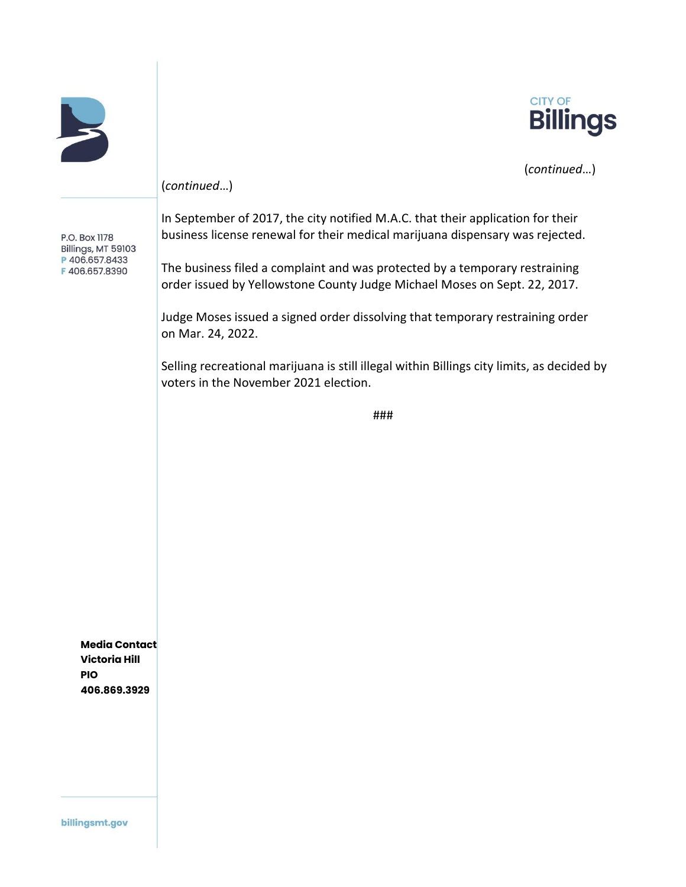(*continued*…)

(*continued*…)

In September of 2017, the city notified M.A.C. that their application for their business license renewal for their medical marijuana dispensary was rejected.

The business filed a complaint and was protected by a temporary restraining order issued by Yellowstone County Judge Michael Moses on Sept. 22, 2017.

Judge Moses issued a signed order dissolving that temporary restraining order on Mar. 24, 2022.

Selling recreational marijuana is still illegal within Billings city limits, as decided by voters in the November 2021 election.

###

**Media Contact**
**Victoria Hill**
**PIO**
**406.869.3929**